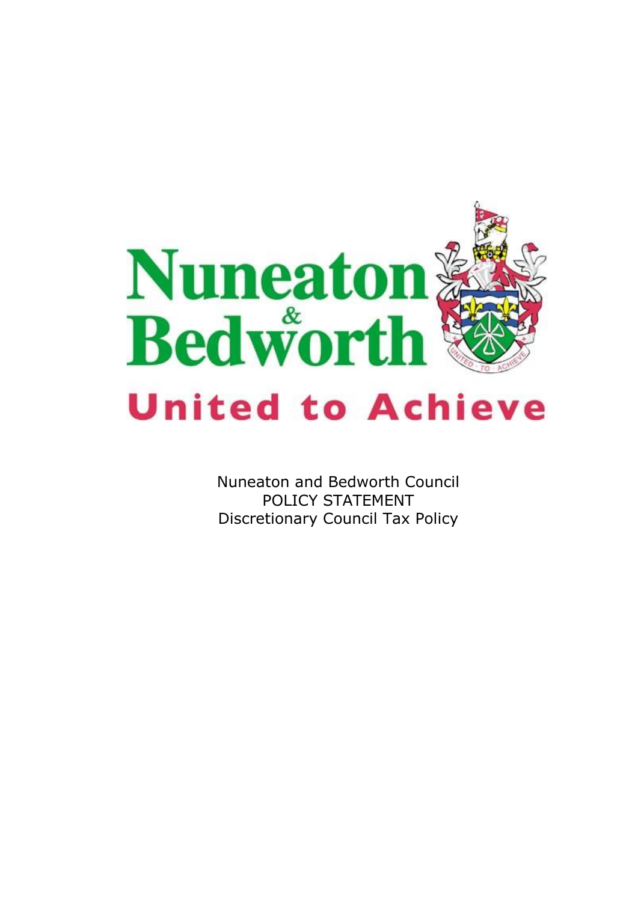Nuneaton & Bedworth

United to Achieve

Nuneaton and Bedworth Council
POLICY STATEMENT
Discretionary Council Tax Policy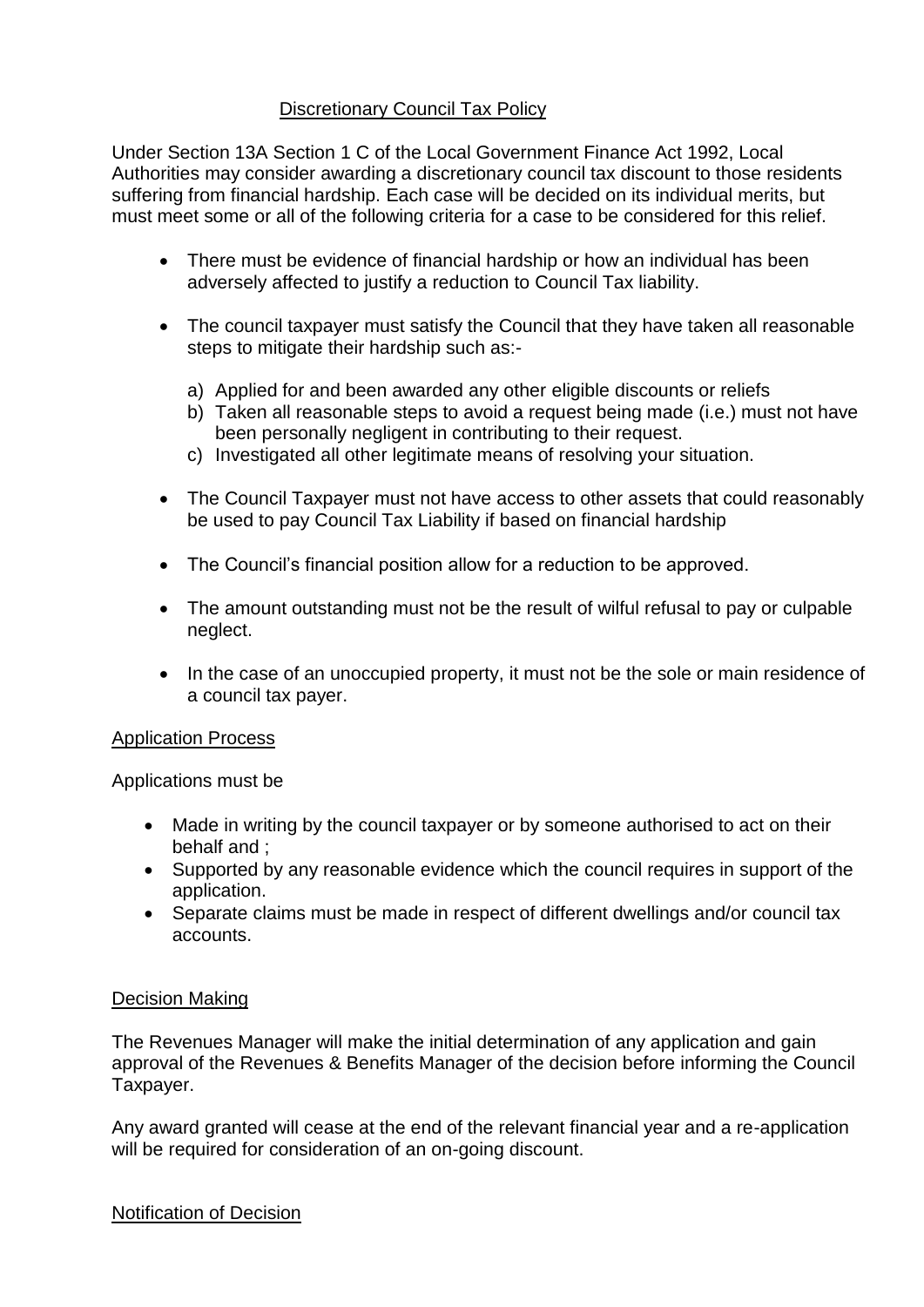## Discretionary Council Tax Policy

Under Section 13A Section 1 C of the Local Government Finance Act 1992, Local Authorities may consider awarding a discretionary council tax discount to those residents suffering from financial hardship. Each case will be decided on its individual merits, but must meet some or all of the following criteria for a case to be considered for this relief.

- There must be evidence of financial hardship or how an individual has been adversely affected to justify a reduction to Council Tax liability.
- The council taxpayer must satisfy the Council that they have taken all reasonable steps to mitigate their hardship such as:-
  a) Applied for and been awarded any other eligible discounts or reliefs
  b) Taken all reasonable steps to avoid a request being made (i.e.) must not have been personally negligent in contributing to their request.
  c) Investigated all other legitimate means of resolving your situation.
- The Council Taxpayer must not have access to other assets that could reasonably be used to pay Council Tax Liability if based on financial hardship
- The Council's financial position allow for a reduction to be approved.
- The amount outstanding must not be the result of wilful refusal to pay or culpable neglect.
- In the case of an unoccupied property, it must not be the sole or main residence of a council tax payer.

### Application Process

Applications must be

- Made in writing by the council taxpayer or by someone authorised to act on their behalf and ;
- Supported by any reasonable evidence which the council requires in support of the application.
- Separate claims must be made in respect of different dwellings and/or council tax accounts.

### Decision Making

The Revenues Manager will make the initial determination of any application and gain approval of the Revenues & Benefits Manager of the decision before informing the Council Taxpayer.

Any award granted will cease at the end of the relevant financial year and a re-application will be required for consideration of an on-going discount.

### Notification of Decision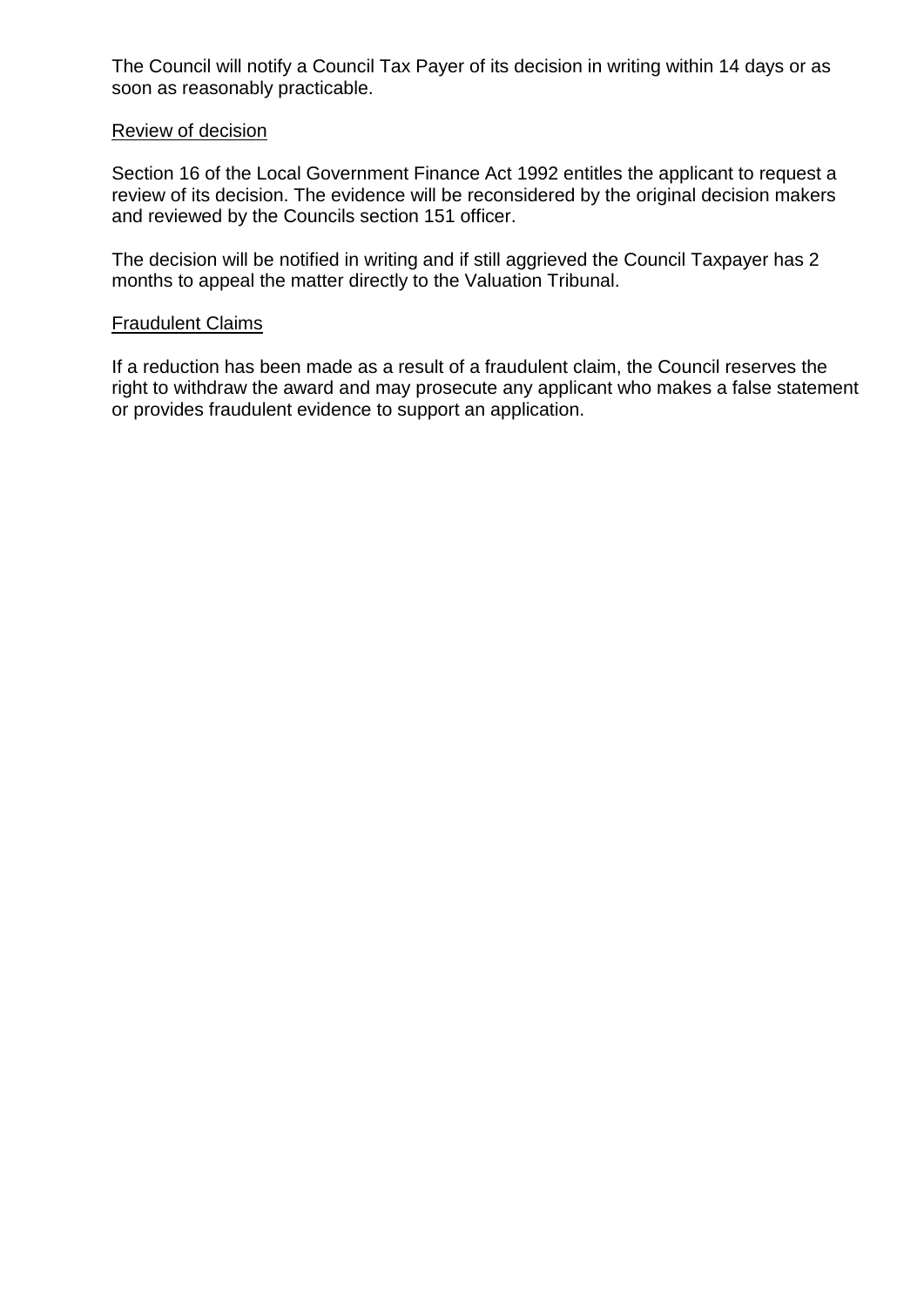The Council will notify a Council Tax Payer of its decision in writing within 14 days or as soon as reasonably practicable.

## Review of decision

Section 16 of the Local Government Finance Act 1992 entitles the applicant to request a review of its decision. The evidence will be reconsidered by the original decision makers and reviewed by the Councils section 151 officer.

The decision will be notified in writing and if still aggrieved the Council Taxpayer has 2 months to appeal the matter directly to the Valuation Tribunal.

## Fraudulent Claims

If a reduction has been made as a result of a fraudulent claim, the Council reserves the right to withdraw the award and may prosecute any applicant who makes a false statement or provides fraudulent evidence to support an application.